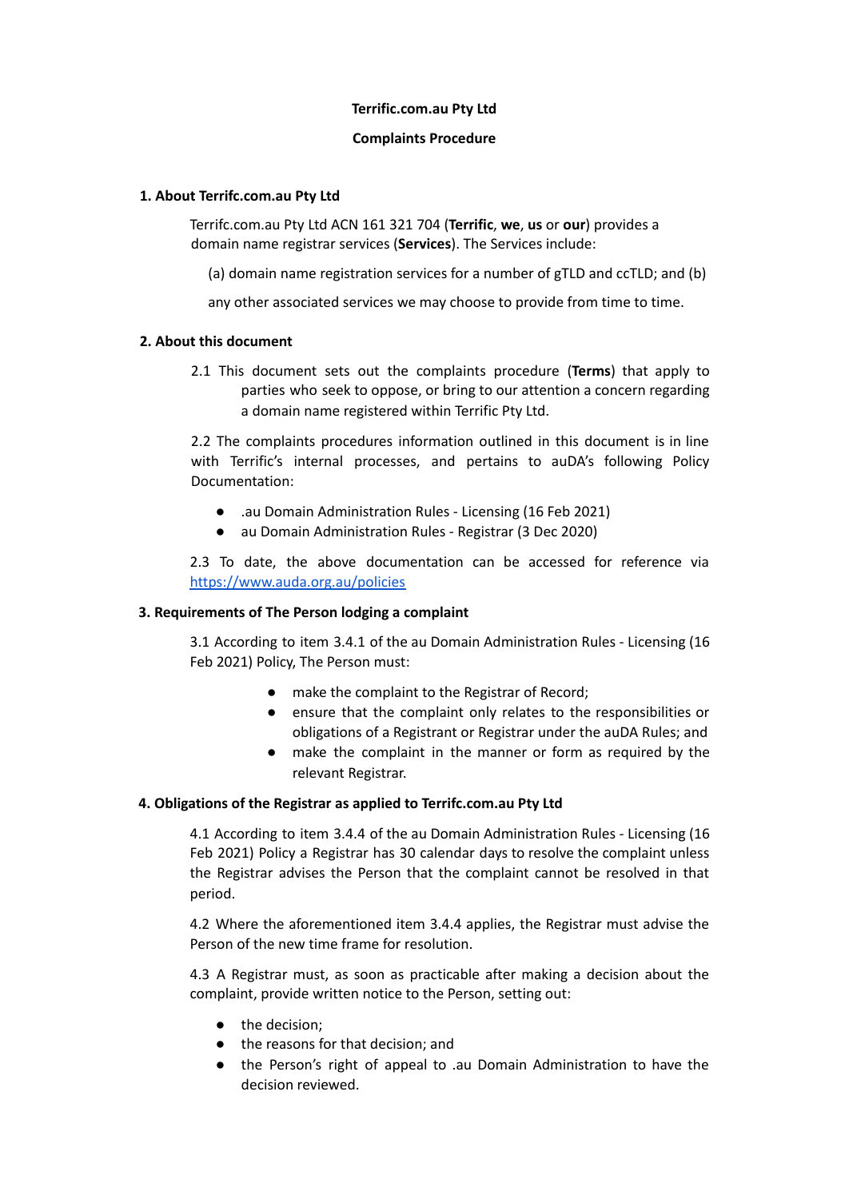**Terrific.com.au Pty Ltd**

**Complaints Procedure**

## 1. About Terrifc.com.au Pty Ltd

Terrifc.com.au Pty Ltd ACN 161 321 704 (**Terrific**, **we**, **us** or **our**) provides a domain name registrar services (**Services**). The Services include:

(a) domain name registration services for a number of gTLD and ccTLD; and (b)

any other associated services we may choose to provide from time to time.

## 2. About this document

2.1 This document sets out the complaints procedure (**Terms**) that apply to parties who seek to oppose, or bring to our attention a concern regarding a domain name registered within Terrific Pty Ltd.

2.2 The complaints procedures information outlined in this document is in line with Terrific's internal processes, and pertains to auDA's following Policy Documentation:

- .au Domain Administration Rules - Licensing (16 Feb 2021)
- au Domain Administration Rules - Registrar (3 Dec 2020)

2.3 To date, the above documentation can be accessed for reference via https://www.auda.org.au/policies

## 3. Requirements of The Person lodging a complaint

3.1 According to item 3.4.1 of the au Domain Administration Rules - Licensing (16 Feb 2021) Policy, The Person must:

- make the complaint to the Registrar of Record;
- ensure that the complaint only relates to the responsibilities or obligations of a Registrant or Registrar under the auDA Rules; and
- make the complaint in the manner or form as required by the relevant Registrar.

## 4. Obligations of the Registrar as applied to Terrifc.com.au Pty Ltd

4.1 According to item 3.4.4 of the au Domain Administration Rules - Licensing (16 Feb 2021) Policy a Registrar has 30 calendar days to resolve the complaint unless the Registrar advises the Person that the complaint cannot be resolved in that period.

4.2 Where the aforementioned item 3.4.4 applies, the Registrar must advise the Person of the new time frame for resolution.

4.3 A Registrar must, as soon as practicable after making a decision about the complaint, provide written notice to the Person, setting out:

- the decision;
- the reasons for that decision; and
- the Person's right of appeal to .au Domain Administration to have the decision reviewed.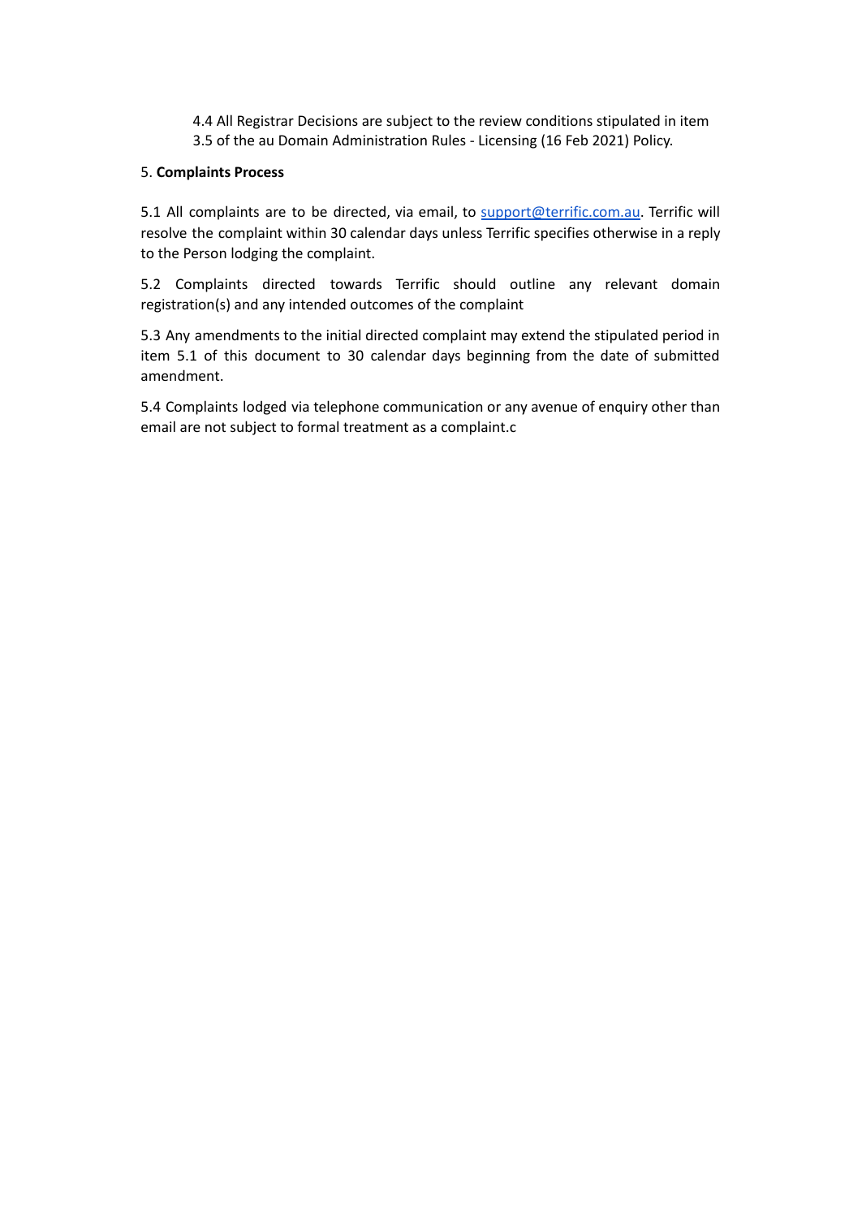4.4 All Registrar Decisions are subject to the review conditions stipulated in item 3.5 of the au Domain Administration Rules - Licensing (16 Feb 2021) Policy.

5. **Complaints Process**

5.1 All complaints are to be directed, via email, to support@terrific.com.au. Terrific will resolve the complaint within 30 calendar days unless Terrific specifies otherwise in a reply to the Person lodging the complaint.

5.2 Complaints directed towards Terrific should outline any relevant domain registration(s) and any intended outcomes of the complaint

5.3 Any amendments to the initial directed complaint may extend the stipulated period in item 5.1 of this document to 30 calendar days beginning from the date of submitted amendment.

5.4 Complaints lodged via telephone communication or any avenue of enquiry other than email are not subject to formal treatment as a complaint.c